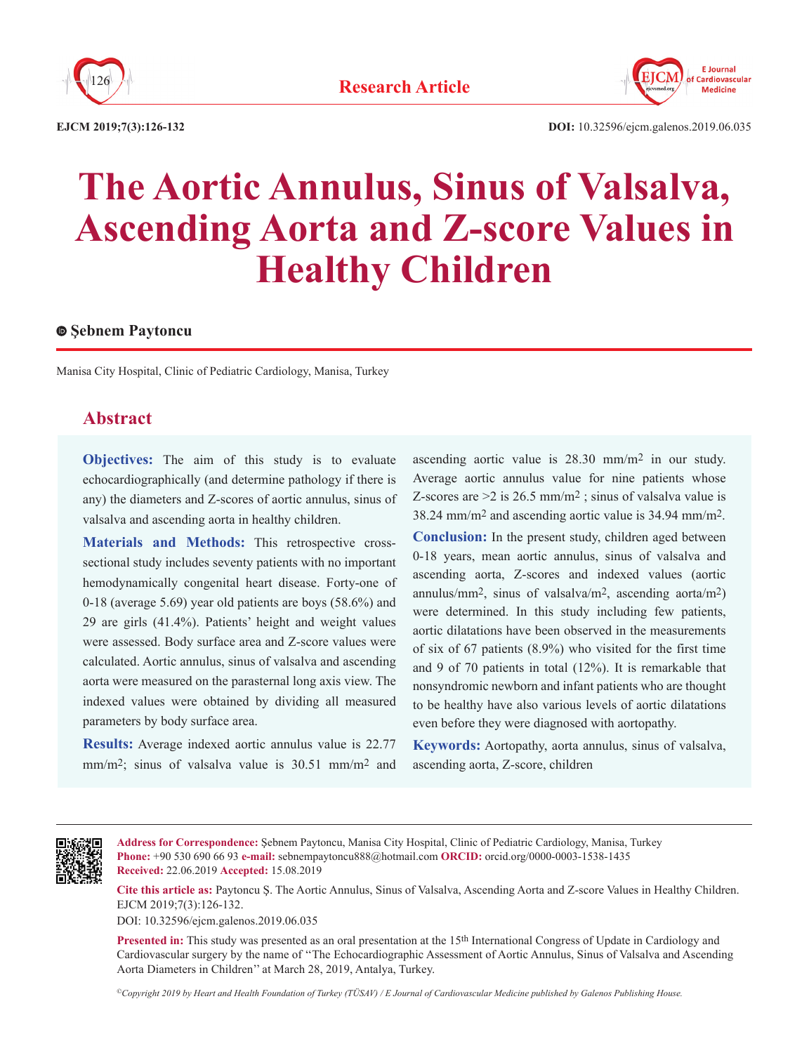# The Aortic Annulus, Sinus of Valsalva, Ascending Aorta and Z-score Values in Healthy Children

**Şebnem Paytoncu**

Manisa City Hospital, Clinic of Pediatric Cardiology, Manisa, Turkey

## Abstract

**Objectives:** The aim of this study is to evaluate echocardiographically (and determine pathology if there is any) the diameters and Z-scores of aortic annulus, sinus of valsalva and ascending aorta in healthy children.

**Materials and Methods:** This retrospective cross-sectional study includes seventy patients with no important hemodynamically congenital heart disease. Forty-one of 0-18 (average 5.69) year old patients are boys (58.6%) and 29 are girls (41.4%). Patients' height and weight values were assessed. Body surface area and Z-score values were calculated. Aortic annulus, sinus of valsalva and ascending aorta were measured on the parasternal long axis view. The indexed values were obtained by dividing all measured parameters by body surface area.

**Results:** Average indexed aortic annulus value is 22.77 mm/m$^2$; sinus of valsalva value is 30.51 mm/m$^2$ and ascending aortic value is 28.30 mm/m$^2$ in our study. Average aortic annulus value for nine patients whose Z-scores are >2 is 26.5 mm/m$^2$ ; sinus of valsalva value is 38.24 mm/m$^2$ and ascending aortic value is 34.94 mm/m$^2$.

**Conclusion:** In the present study, children aged between 0-18 years, mean aortic annulus, sinus of valsalva and ascending aorta, Z-scores and indexed values (aortic annulus/mm$^2$, sinus of valsalva/m$^2$, ascending aorta/m$^2$) were determined. In this study including few patients, aortic dilatations have been observed in the measurements of six of 67 patients (8.9%) who visited for the first time and 9 of 70 patients in total (12%). It is remarkable that nonsyndromic newborn and infant patients who are thought to be healthy have also various levels of aortic dilatations even before they were diagnosed with aortopathy.

**Keywords:** Aortopathy, aorta annulus, sinus of valsalva, ascending aorta, Z-score, children

---

**Address for Correspondence:** Şebnem Paytoncu, Manisa City Hospital, Clinic of Pediatric Cardiology, Manisa, Turkey
**Phone:** +90 530 690 66 93 **e-mail:** sebnempaytoncu888@hotmail.com **ORCID:** orcid.org/0000-0003-1538-1435
**Received:** 22.06.2019 **Accepted:** 15.08.2019

**Cite this article as:** Paytoncu Ş. The Aortic Annulus, Sinus of Valsalva, Ascending Aorta and Z-score Values in Healthy Children. EJCM 2019;7(3):126-132.
DOI: 10.32596/ejcm.galenos.2019.06.035

**Presented in:** This study was presented as an oral presentation at the 15th International Congress of Update in Cardiology and Cardiovascular surgery by the name of ''The Echocardiographic Assessment of Aortic Annulus, Sinus of Valsalva and Ascending Aorta Diameters in Children'' at March 28, 2019, Antalya, Turkey.

*©Copyright 2019 by Heart and Health Foundation of Turkey (TÜSAV) / E Journal of Cardiovascular Medicine published by Galenos Publishing House.*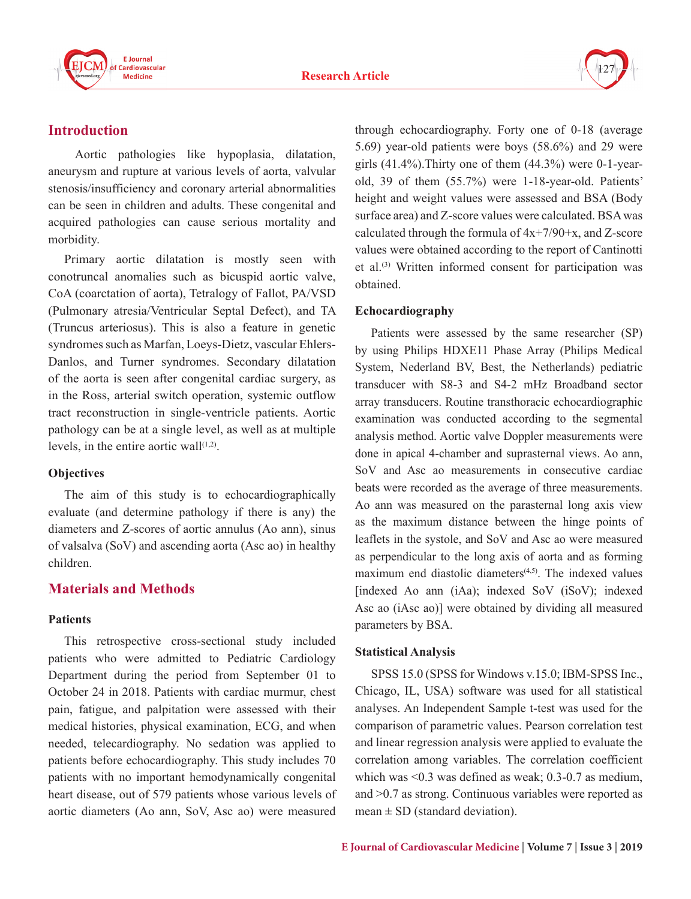## Introduction

Aortic pathologies like hypoplasia, dilatation, aneurysm and rupture at various levels of aorta, valvular stenosis/insufficiency and coronary arterial abnormalities can be seen in children and adults. These congenital and acquired pathologies can cause serious mortality and morbidity.

Primary aortic dilatation is mostly seen with conotruncal anomalies such as bicuspid aortic valve, CoA (coarctation of aorta), Tetralogy of Fallot, PA/VSD (Pulmonary atresia/Ventricular Septal Defect), and TA (Truncus arteriosus). This is also a feature in genetic syndromes such as Marfan, Loeys-Dietz, vascular Ehlers-Danlos, and Turner syndromes. Secondary dilatation of the aorta is seen after congenital cardiac surgery, as in the Ross, arterial switch operation, systemic outflow tract reconstruction in single-ventricle patients. Aortic pathology can be at a single level, as well as at multiple levels, in the entire aortic wall[1,2].

### Objectives

The aim of this study is to echocardiographically evaluate (and determine pathology if there is any) the diameters and Z-scores of aortic annulus (Ao ann), sinus of valsalva (SoV) and ascending aorta (Asc ao) in healthy children.

## Materials and Methods

### Patients

This retrospective cross-sectional study included patients who were admitted to Pediatric Cardiology Department during the period from September 01 to October 24 in 2018. Patients with cardiac murmur, chest pain, fatigue, and palpitation were assessed with their medical histories, physical examination, ECG, and when needed, telecardiography. No sedation was applied to patients before echocardiography. This study includes 70 patients with no important hemodynamically congenital heart disease, out of 579 patients whose various levels of aortic diameters (Ao ann, SoV, Asc ao) were measured through echocardiography. Forty one of 0-18 (average 5.69) year-old patients were boys (58.6%) and 29 were girls (41.4%).Thirty one of them (44.3%) were 0-1-year-old, 39 of them (55.7%) were 1-18-year-old. Patients' height and weight values were assessed and BSA (Body surface area) and Z-score values were calculated. BSA was calculated through the formula of 4x+7/90+x, and Z-score values were obtained according to the report of Cantinotti et al.[3] Written informed consent for participation was obtained.

### Echocardiography

Patients were assessed by the same researcher (SP) by using Philips HDXE11 Phase Array (Philips Medical System, Nederland BV, Best, the Netherlands) pediatric transducer with S8-3 and S4-2 mHz Broadband sector array transducers. Routine transthoracic echocardiographic examination was conducted according to the segmental analysis method. Aortic valve Doppler measurements were done in apical 4-chamber and suprasternal views. Ao ann, SoV and Asc ao measurements in consecutive cardiac beats were recorded as the average of three measurements. Ao ann was measured on the parasternal long axis view as the maximum distance between the hinge points of leaflets in the systole, and SoV and Asc ao were measured as perpendicular to the long axis of aorta and as forming maximum end diastolic diameters[4,5]. The indexed values [indexed Ao ann (iAa); indexed SoV (iSoV); indexed Asc ao (iAsc ao)] were obtained by dividing all measured parameters by BSA.

### Statistical Analysis

SPSS 15.0 (SPSS for Windows v.15.0; IBM-SPSS Inc., Chicago, IL, USA) software was used for all statistical analyses. An Independent Sample t-test was used for the comparison of parametric values. Pearson correlation test and linear regression analysis were applied to evaluate the correlation among variables. The correlation coefficient which was <0.3 was defined as weak; 0.3-0.7 as medium, and >0.7 as strong. Continuous variables were reported as mean ± SD (standard deviation).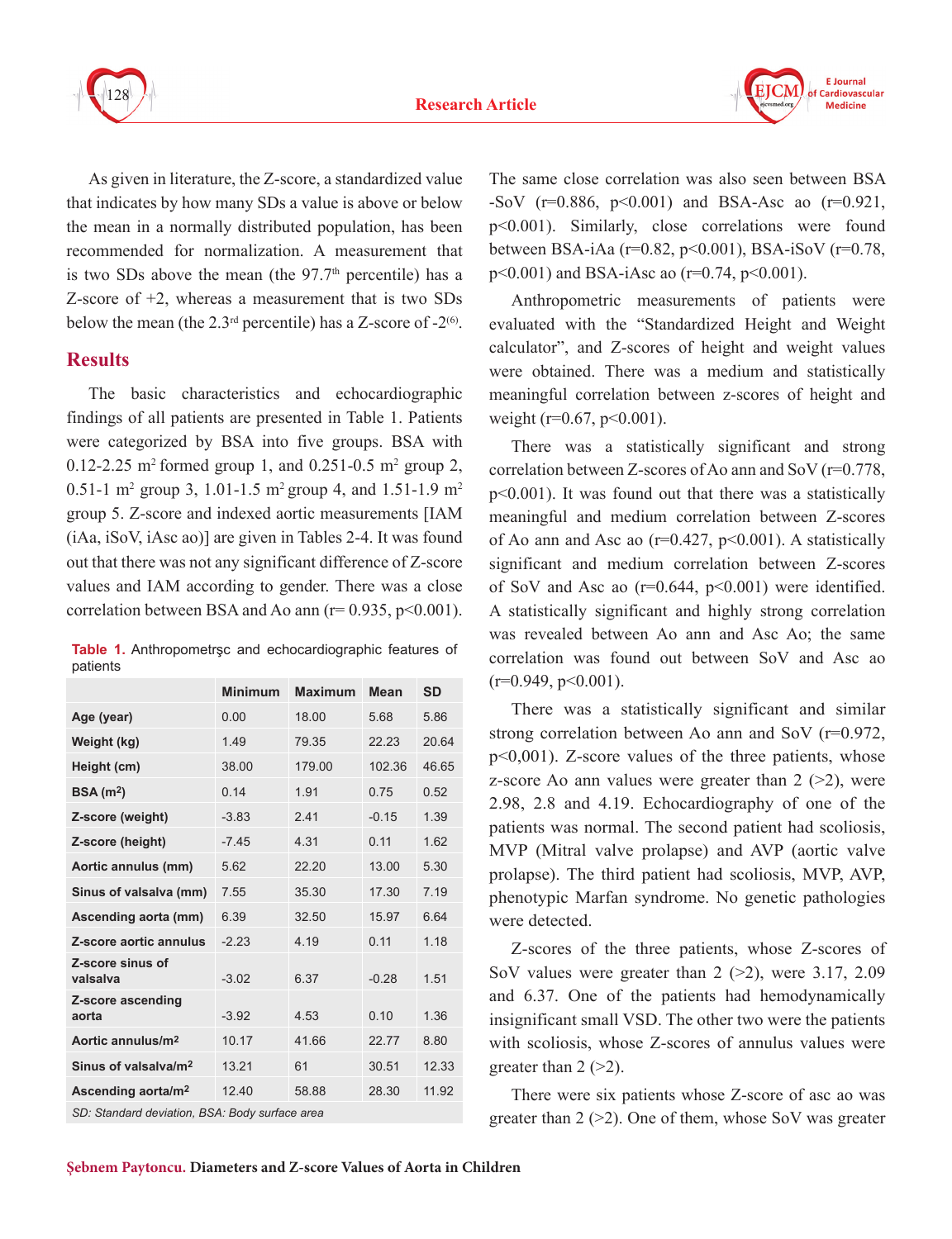As given in literature, the Z-score, a standardized value that indicates by how many SDs a value is above or below the mean in a normally distributed population, has been recommended for normalization. A measurement that is two SDs above the mean (the 97.7$^{th}$ percentile) has a Z-score of +2, whereas a measurement that is two SDs below the mean (the 2.3$^{rd}$ percentile) has a Z-score of -2[6].

## Results

The basic characteristics and echocardiographic findings of all patients are presented in Table 1. Patients were categorized by BSA into five groups. BSA with 0.12-2.25 $m^2$ formed group 1, and 0.251-0.5 $m^2$ group 2, 0.51-1 $m^2$ group 3, 1.01-1.5 $m^2$ group 4, and 1.51-1.9 $m^2$ group 5. Z-score and indexed aortic measurements [IAM (iAa, iSoV, iAsc ao)] are given in Tables 2-4. It was found out that there was not any significant difference of Z-score values and IAM according to gender. There was a close correlation between BSA and Ao ann (r= 0.935, p<0.001).

**Table 1.** Anthropometrşc and echocardiographic features of patients

| | Minimum | Maximum | Mean | SD |
|---|---|---|---|---|
| **Age (year)** | 0.00 | 18.00 | 5.68 | 5.86 |
| **Weight (kg)** | 1.49 | 79.35 | 22.23 | 20.64 |
| **Height (cm)** | 38.00 | 179.00 | 102.36 | 46.65 |
| **BSA ($m^2$)** | 0.14 | 1.91 | 0.75 | 0.52 |
| **Z-score (weight)** | -3.83 | 2.41 | -0.15 | 1.39 |
| **Z-score (height)** | -7.45 | 4.31 | 0.11 | 1.62 |
| **Aortic annulus (mm)** | 5.62 | 22.20 | 13.00 | 5.30 |
| **Sinus of valsalva (mm)** | 7.55 | 35.30 | 17.30 | 7.19 |
| **Ascending aorta (mm)** | 6.39 | 32.50 | 15.97 | 6.64 |
| **Z-score aortic annulus** | -2.23 | 4.19 | 0.11 | 1.18 |
| **Z-score sinus of valsalva** | -3.02 | 6.37 | -0.28 | 1.51 |
| **Z-score ascending aorta** | -3.92 | 4.53 | 0.10 | 1.36 |
| **Aortic annulus/$m^2$** | 10.17 | 41.66 | 22.77 | 8.80 |
| **Sinus of valsalva/$m^2$** | 13.21 | 61 | 30.51 | 12.33 |
| **Ascending aorta/$m^2$** | 12.40 | 58.88 | 28.30 | 11.92 |

*SD: Standard deviation, BSA: Body surface area*

The same close correlation was also seen between BSA -SoV (r=0.886, p<0.001) and BSA-Asc ao (r=0.921, p<0.001). Similarly, close correlations were found between BSA-iAa (r=0.82, p<0.001), BSA-iSoV (r=0.78, p<0.001) and BSA-iAsc ao (r=0.74, p<0.001).

Anthropometric measurements of patients were evaluated with the "Standardized Height and Weight calculator", and Z-scores of height and weight values were obtained. There was a medium and statistically meaningful correlation between z-scores of height and weight (r=0.67, p<0.001).

There was a statistically significant and strong correlation between Z-scores of Ao ann and SoV (r=0.778, p<0.001). It was found out that there was a statistically meaningful and medium correlation between Z-scores of Ao ann and Asc ao (r=0.427, p<0.001). A statistically significant and medium correlation between Z-scores of SoV and Asc ao (r=0.644, p<0.001) were identified. A statistically significant and highly strong correlation was revealed between Ao ann and Asc Ao; the same correlation was found out between SoV and Asc ao (r=0.949, p<0.001).

There was a statistically significant and similar strong correlation between Ao ann and SoV (r=0.972, p<0,001). Z-score values of the three patients, whose z-score Ao ann values were greater than 2 (>2), were 2.98, 2.8 and 4.19. Echocardiography of one of the patients was normal. The second patient had scoliosis, MVP (Mitral valve prolapse) and AVP (aortic valve prolapse). The third patient had scoliosis, MVP, AVP, phenotypic Marfan syndrome. No genetic pathologies were detected.

Z-scores of the three patients, whose Z-scores of SoV values were greater than 2 (>2), were 3.17, 2.09 and 6.37. One of the patients had hemodynamically insignificant small VSD. The other two were the patients with scoliosis, whose Z-scores of annulus values were greater than 2 (>2).

There were six patients whose Z-score of asc ao was greater than 2 (>2). One of them, whose SoV was greater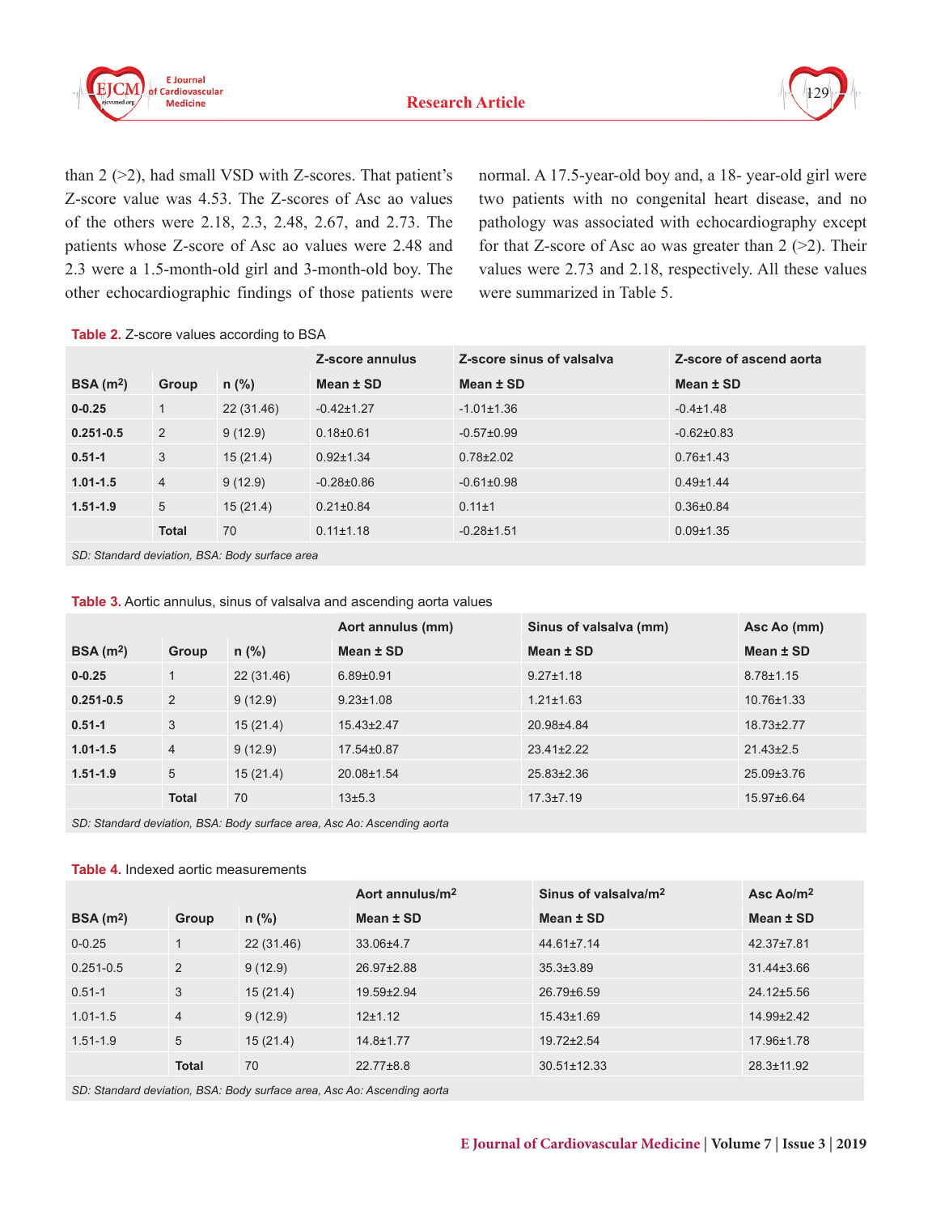than 2 (>2), had small VSD with Z-scores. That patient's Z-score value was 4.53. The Z-scores of Asc ao values of the others were 2.18, 2.3, 2.48, 2.67, and 2.73. The patients whose Z-score of Asc ao values were 2.48 and 2.3 were a 1.5-month-old girl and 3-month-old boy. The other echocardiographic findings of those patients were normal. A 17.5-year-old boy and, a 18- year-old girl were two patients with no congenital heart disease, and no pathology was associated with echocardiography except for that Z-score of Asc ao was greater than 2 (>2). Their values were 2.73 and 2.18, respectively. All these values were summarized in Table 5.

**Table 2.** Z-score values according to BSA

| | | | Z-score annulus | Z-score sinus of valsalva | Z-score of ascend aorta |
|---|---|---|---|---|---|
| **BSA ($m^2$)** | **Group** | **n (%)** | **Mean ± SD** | **Mean ± SD** | **Mean ± SD** |
| **0-0.25** | 1 | 22 (31.46) | -0.42±1.27 | -1.01±1.36 | -0.4±1.48 |
| **0.251-0.5** | 2 | 9 (12.9) | 0.18±0.61 | -0.57±0.99 | -0.62±0.83 |
| **0.51-1** | 3 | 15 (21.4) | 0.92±1.34 | 0.78±2.02 | 0.76±1.43 |
| **1.01-1.5** | 4 | 9 (12.9) | -0.28±0.86 | -0.61±0.98 | 0.49±1.44 |
| **1.51-1.9** | 5 | 15 (21.4) | 0.21±0.84 | 0.11±1 | 0.36±0.84 |
| | **Total** | 70 | 0.11±1.18 | -0.28±1.51 | 0.09±1.35 |

*SD: Standard deviation, BSA: Body surface area*

**Table 3.** Aortic annulus, sinus of valsalva and ascending aorta values

| | | | Aort annulus (mm) | Sinus of valsalva (mm) | Asc Ao (mm) |
|---|---|---|---|---|---|
| **BSA ($m^2$)** | **Group** | **n (%)** | **Mean ± SD** | **Mean ± SD** | **Mean ± SD** |
| **0-0.25** | 1 | 22 (31.46) | 6.89±0.91 | 9.27±1.18 | 8.78±1.15 |
| **0.251-0.5** | 2 | 9 (12.9) | 9.23±1.08 | 1.21±1.63 | 10.76±1.33 |
| **0.51-1** | 3 | 15 (21.4) | 15.43±2.47 | 20.98±4.84 | 18.73±2.77 |
| **1.01-1.5** | 4 | 9 (12.9) | 17.54±0.87 | 23.41±2.22 | 21.43±2.5 |
| **1.51-1.9** | 5 | 15 (21.4) | 20.08±1.54 | 25.83±2.36 | 25.09±3.76 |
| | **Total** | 70 | 13±5.3 | 17.3±7.19 | 15.97±6.64 |

*SD: Standard deviation, BSA: Body surface area, Asc Ao: Ascending aorta*

**Table 4.** Indexed aortic measurements

| | | | Aort annulus/$m^2$ | Sinus of valsalva/$m^2$ | Asc Ao/$m^2$ |
|---|---|---|---|---|---|
| **BSA ($m^2$)** | **Group** | **n (%)** | **Mean ± SD** | **Mean ± SD** | **Mean ± SD** |
| 0-0.25 | 1 | 22 (31.46) | 33.06±4.7 | 44.61±7.14 | 42.37±7.81 |
| 0.251-0.5 | 2 | 9 (12.9) | 26.97±2.88 | 35.3±3.89 | 31.44±3.66 |
| 0.51-1 | 3 | 15 (21.4) | 19.59±2.94 | 26.79±6.59 | 24.12±5.56 |
| 1.01-1.5 | 4 | 9 (12.9) | 12±1.12 | 15.43±1.69 | 14.99±2.42 |
| 1.51-1.9 | 5 | 15 (21.4) | 14.8±1.77 | 19.72±2.54 | 17.96±1.78 |
| | **Total** | 70 | 22.77±8.8 | 30.51±12.33 | 28.3±11.92 |

*SD: Standard deviation, BSA: Body surface area, Asc Ao: Ascending aorta*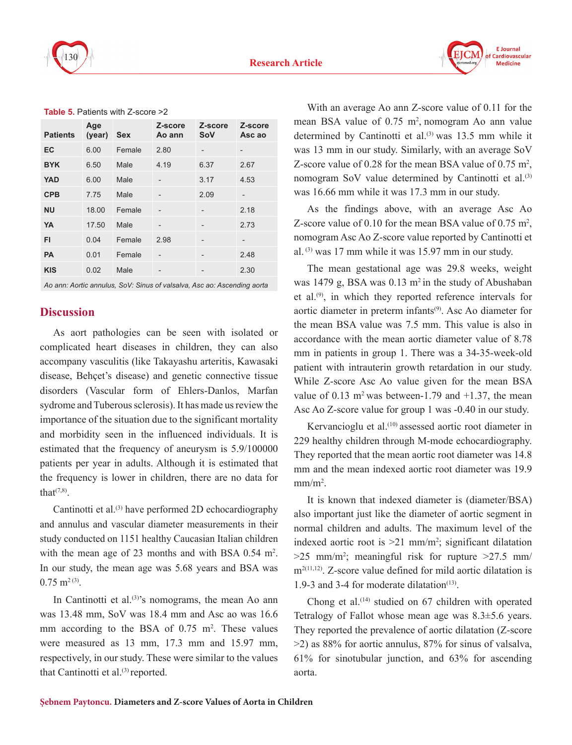**Table 5.** Patients with Z-score >2

| Patients | Age (year) | Sex | Z-score Ao ann | Z-score SoV | Z-score Asc ao |
|---|---|---|---|---|---|
| EC | 6.00 | Female | 2.80 | - | - |
| BYK | 6.50 | Male | 4.19 | 6.37 | 2.67 |
| YAD | 6.00 | Male | - | 3.17 | 4.53 |
| CPB | 7.75 | Male | - | 2.09 | - |
| NU | 18.00 | Female | - | - | 2.18 |
| YA | 17.50 | Male | - | - | 2.73 |
| FI | 0.04 | Female | 2.98 | - | - |
| PA | 0.01 | Female | - | - | 2.48 |
| KIS | 0.02 | Male | - | - | 2.30 |

*Ao ann: Aortic annulus, SoV: Sinus of valsalva, Asc ao: Ascending aorta*

## Discussion

As aort pathologies can be seen with isolated or complicated heart diseases in children, they can also accompany vasculitis (like Takayashu arteritis, Kawasaki disease, Behçet's disease) and genetic connective tissue disorders (Vascular form of Ehlers-Danlos, Marfan sydrome and Tuberous sclerosis). It has made us review the importance of the situation due to the significant mortality and morbidity seen in the influenced individuals. It is estimated that the frequency of aneurysm is 5.9/100000 patients per year in adults. Although it is estimated that the frequency is lower in children, there are no data for that[7,8].

Cantinotti et al.[3] have performed 2D echocardiography and annulus and vascular diameter measurements in their study conducted on 1151 healthy Caucasian Italian children with the mean age of 23 months and with BSA 0.54 $m^2$. In our study, the mean age was 5.68 years and BSA was 0.75 $m^2$ [3].

In Cantinotti et al.[3]'s nomograms, the mean Ao ann was 13.48 mm, SoV was 18.4 mm and Asc ao was 16.6 mm according to the BSA of 0.75 $m^2$. These values were measured as 13 mm, 17.3 mm and 15.97 mm, respectively, in our study. These were similar to the values that Cantinotti et al.[3] reported.

With an average Ao ann Z-score value of 0.11 for the mean BSA value of 0.75 $m^2$, nomogram Ao ann value determined by Cantinotti et al.[3] was 13.5 mm while it was 13 mm in our study. Similarly, with an average SoV Z-score value of 0.28 for the mean BSA value of 0.75 $m^2$, nomogram SoV value determined by Cantinotti et al.[3] was 16.66 mm while it was 17.3 mm in our study.

As the findings above, with an average Asc Ao Z-score value of 0.10 for the mean BSA value of 0.75 $m^2$, nomogram Asc Ao Z-score value reported by Cantinotti et al. [3] was 17 mm while it was 15.97 mm in our study.

The mean gestational age was 29.8 weeks, weight was 1479 g, BSA was 0.13 $m^2$ in the study of Abushaban et al.[9], in which they reported reference intervals for aortic diameter in preterm infants[9]. Asc Ao diameter for the mean BSA value was 7.5 mm. This value is also in accordance with the mean aortic diameter value of 8.78 mm in patients in group 1. There was a 34-35-week-old patient with intrauterin growth retardation in our study. While Z-score Asc Ao value given for the mean BSA value of 0.13 $m^2$ was between-1.79 and +1.37, the mean Asc Ao Z-score value for group 1 was -0.40 in our study.

Kervancioglu et al.[10] assessed aortic root diameter in 229 healthy children through M-mode echocardiography. They reported that the mean aortic root diameter was 14.8 mm and the mean indexed aortic root diameter was 19.9 mm/$m^2$.

It is known that indexed diameter is (diameter/BSA) also important just like the diameter of aortic segment in normal children and adults. The maximum level of the indexed aortic root is >21 mm/$m^2$; significant dilatation >25 mm/$m^2$; meaningful risk for rupture >27.5 mm/$m^2$[11,12]. Z-score value defined for mild aortic dilatation is 1.9-3 and 3-4 for moderate dilatation[13].

Chong et al.[14] studied on 67 children with operated Tetralogy of Fallot whose mean age was 8.3±5.6 years. They reported the prevalence of aortic dilatation (Z-score >2) as 88% for aortic annulus, 87% for sinus of valsalva, 61% for sinotubular junction, and 63% for ascending aorta.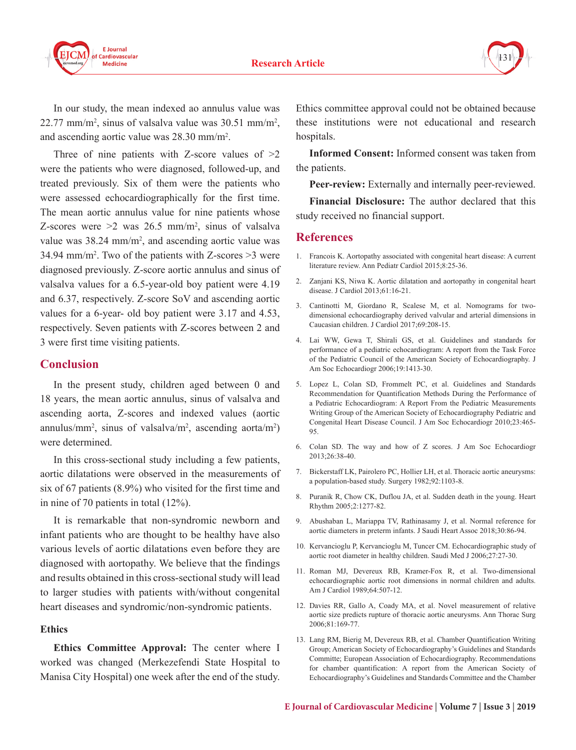In our study, the mean indexed ao annulus value was 22.77 mm/m$^2$, sinus of valsalva value was 30.51 mm/m$^2$, and ascending aortic value was 28.30 mm/m$^2$.

Three of nine patients with Z-score values of >2 were the patients who were diagnosed, followed-up, and treated previously. Six of them were the patients who were assessed echocardiographically for the first time. The mean aortic annulus value for nine patients whose Z-scores were >2 was 26.5 mm/m$^2$, sinus of valsalva value was 38.24 mm/m$^2$, and ascending aortic value was 34.94 mm/m$^2$. Two of the patients with Z-scores >3 were diagnosed previously. Z-score aortic annulus and sinus of valsalva values for a 6.5-year-old boy patient were 4.19 and 6.37, respectively. Z-score SoV and ascending aortic values for a 6-year- old boy patient were 3.17 and 4.53, respectively. Seven patients with Z-scores between 2 and 3 were first time visiting patients.

## Conclusion

In the present study, children aged between 0 and 18 years, the mean aortic annulus, sinus of valsalva and ascending aorta, Z-scores and indexed values (aortic annulus/mm$^2$, sinus of valsalva/m$^2$, ascending aorta/m$^2$) were determined.

In this cross-sectional study including a few patients, aortic dilatations were observed in the measurements of six of 67 patients (8.9%) who visited for the first time and in nine of 70 patients in total (12%).

It is remarkable that non-syndromic newborn and infant patients who are thought to be healthy have also various levels of aortic dilatations even before they are diagnosed with aortopathy. We believe that the findings and results obtained in this cross-sectional study will lead to larger studies with patients with/without congenital heart diseases and syndromic/non-syndromic patients.

### Ethics

**Ethics Committee Approval:** The center where I worked was changed (Merkezefendi State Hospital to Manisa City Hospital) one week after the end of the study. Ethics committee approval could not be obtained because these institutions were not educational and research hospitals.

**Informed Consent:** Informed consent was taken from the patients.

**Peer-review:** Externally and internally peer-reviewed.

**Financial Disclosure:** The author declared that this study received no financial support.

## References

1. Francois K. Aortopathy associated with congenital heart disease: A current literature review. Ann Pediatr Cardiol 2015;8:25-36.
2. Zanjani KS, Niwa K. Aortic dilatation and aortopathy in congenital heart disease. J Cardiol 2013;61:16-21.
3. Cantinotti M, Giordano R, Scalese M, et al. Nomograms for two-dimensional echocardiography derived valvular and arterial dimensions in Caucasian children. J Cardiol 2017;69:208-15.
4. Lai WW, Gewa T, Shirali GS, et al. Guidelines and standards for performance of a pediatric echocardiogram: A report from the Task Force of the Pediatric Council of the American Society of Echocardiography. J Am Soc Echocardiogr 2006;19:1413-30.
5. Lopez L, Colan SD, Frommelt PC, et al. Guidelines and Standards Recommendation for Quantification Methods During the Performance of a Pediatric Echocardiogram: A Report From the Pediatric Measurements Writing Group of the American Society of Echocardiography Pediatric and Congenital Heart Disease Council. J Am Soc Echocardiogr 2010;23:465-95.
6. Colan SD. The way and how of Z scores. J Am Soc Echocardiogr 2013;26:38-40.
7. Bickerstaff LK, Pairolero PC, Hollier LH, et al. Thoracic aortic aneurysms: a population-based study. Surgery 1982;92:1103-8.
8. Puranik R, Chow CK, Duflou JA, et al. Sudden death in the young. Heart Rhythm 2005;2:1277-82.
9. Abushaban L, Mariappa TV, Rathinasamy J, et al. Normal reference for aortic diameters in preterm infants. J Saudi Heart Assoc 2018;30:86-94.
10. Kervancioglu P, Kervancioglu M, Tuncer CM. Echocardiographic study of aortic root diameter in healthy children. Saudi Med J 2006;27:27-30.
11. Roman MJ, Devereux RB, Kramer-Fox R, et al. Two-dimensional echocardiographic aortic root dimensions in normal children and adults. Am J Cardiol 1989;64:507-12.
12. Davies RR, Gallo A, Coady MA, et al. Novel measurement of relative aortic size predicts rupture of thoracic aortic aneurysms. Ann Thorac Surg 2006;81:169-77.
13. Lang RM, Bierig M, Devereux RB, et al. Chamber Quantification Writing Group; American Society of Echocardiography's Guidelines and Standards Committe; European Association of Echocardiography. Recommendations for chamber quantification: A report from the American Society of Echocardiography's Guidelines and Standards Committee and the Chamber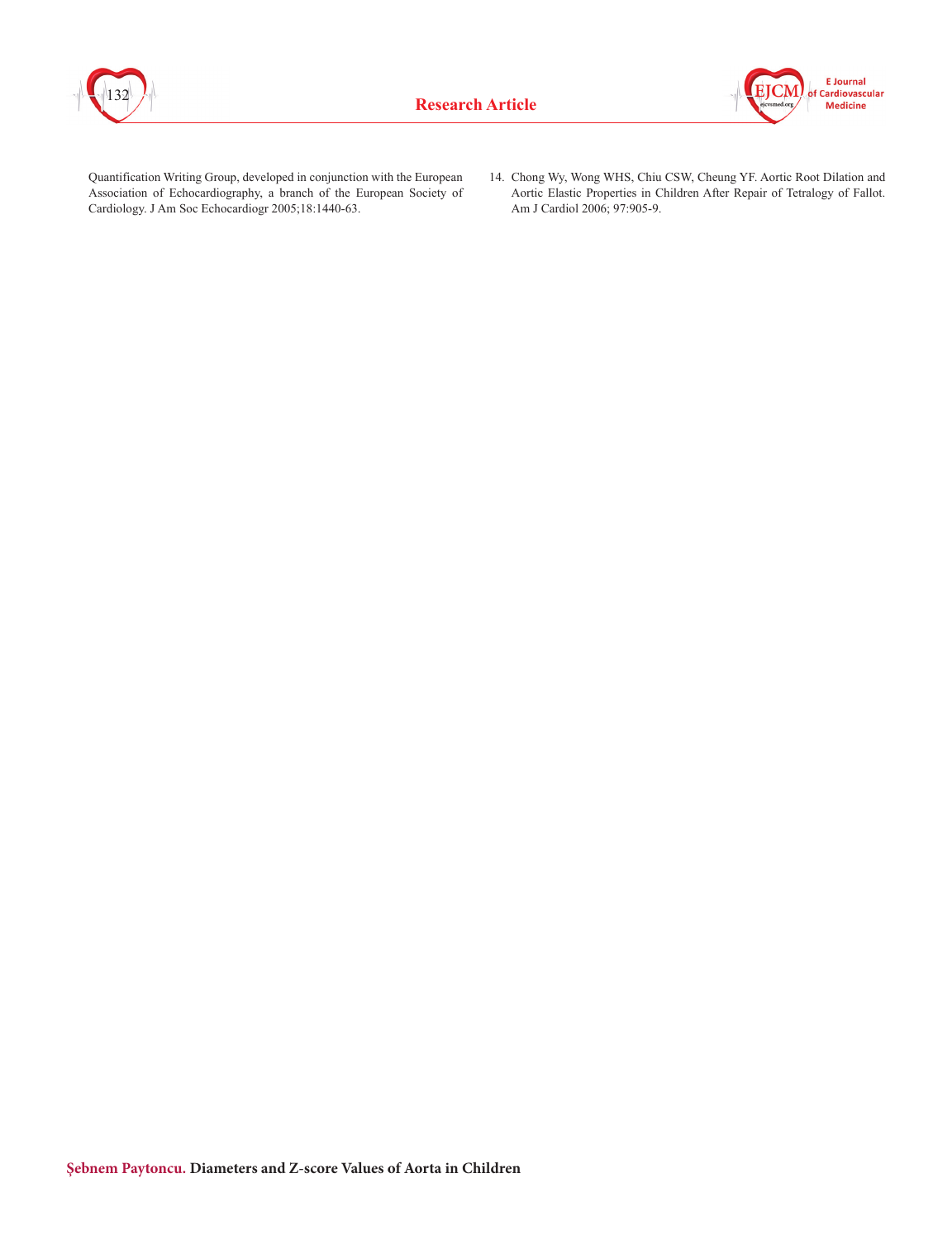Quantification Writing Group, developed in conjunction with the European Association of Echocardiography, a branch of the European Society of Cardiology. J Am Soc Echocardiogr 2005;18:1440-63.

14. Chong Wy, Wong WHS, Chiu CSW, Cheung YF. Aortic Root Dilation and Aortic Elastic Properties in Children After Repair of Tetralogy of Fallot. Am J Cardiol 2006; 97:905-9.